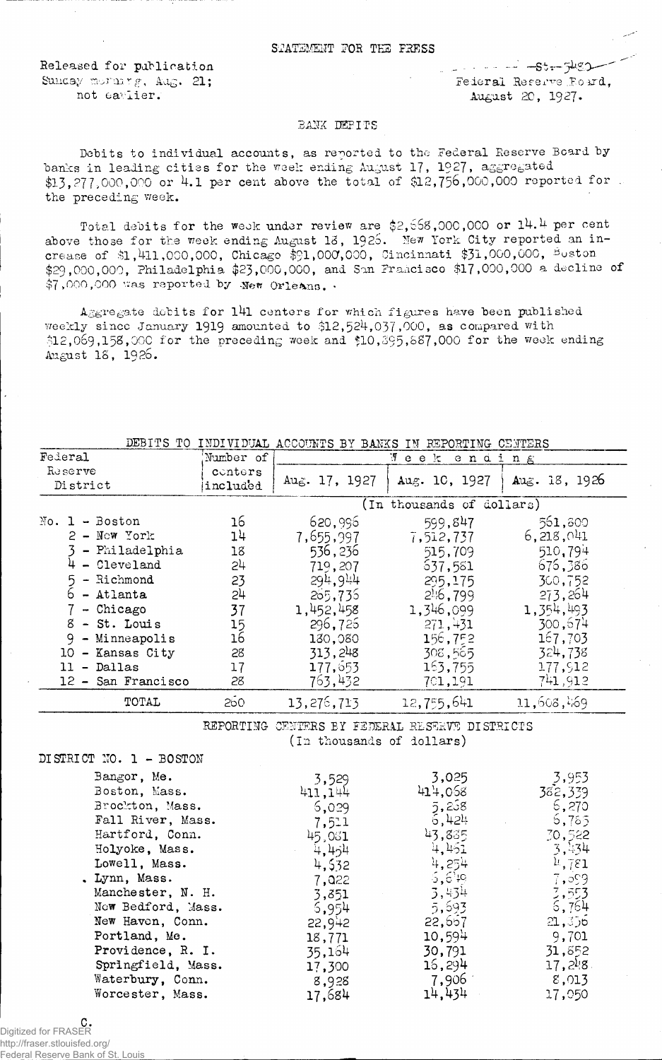STATEMENT FOR THE PRESS

Released for publication
Sunday morning, Aug. 21;
not earlier.

St-5480
Federal Reserve Board,
August 20, 1927.

## BANK DEBITS

Debits to individual accounts, as reported to the Federal Reserve Board by banks in leading cities for the week ending August 17, 1927, aggregated $13,277,000,000 or 4.1 per cent above the total of $12,756,000,000 reported for the preceding week.

Total debits for the week under review are $2,668,000,000 or 14.4 per cent above those for the week ending August 18, 1926. New York City reported an increase of $1,411,000,000, Chicago $91,000,000, Cincinnati $31,000,000, Boston $29,000,000, Philadelphia $23,000,000, and San Francisco $17,000,000 a decline of $7,000,000 was reported by New Orleans.

Aggregate debits for 141 centers for which figures have been published weekly since January 1919 amounted to $12,524,037,000, as compared with $12,069,158,000 for the preceding week and $10,895,887,000 for the week ending August 18, 1926.

DEBITS TO INDIVIDUAL ACCOUNTS BY BANKS IN REPORTING CENTERS

| Federal Reserve District | Number of centers included | Week ending Aug. 17, 1927 | Aug. 10, 1927 | Aug. 18, 1926 |
|---|---|---|---|---|
| | | (In thousands of dollars) | | |
| No. 1 - Boston | 16 | 620,996 | 599,847 | 561,800 |
| 2 - New York | 14 | 7,655,997 | 7,512,737 | 6,218,041 |
| 3 - Philadelphia | 18 | 536,236 | 515,709 | 510,794 |
| 4 - Cleveland | 24 | 719,207 | 637,581 | 676,386 |
| 5 - Richmond | 23 | 294,944 | 295,175 | 300,752 |
| 6 - Atlanta | 24 | 265,735 | 246,799 | 273,264 |
| 7 - Chicago | 37 | 1,452,458 | 1,346,099 | 1,354,493 |
| 8 - St. Louis | 15 | 296,725 | 271,431 | 300,674 |
| 9 - Minneapolis | 16 | 180,080 | 156,752 | 167,703 |
| 10 - Kansas City | 28 | 313,248 | 308,565 | 324,738 |
| 11 - Dallas | 17 | 177,653 | 163,755 | 177,912 |
| 12 - San Francisco | 28 | 763,432 | 701,191 | 741,912 |
| TOTAL | 260 | 13,276,713 | 12,755,641 | 11,608,469 |

REPORTING CENTERS BY FEDERAL RESERVE DISTRICTS
(In thousands of dollars)

| DISTRICT NO. 1 - BOSTON | Aug. 17, 1927 | Aug. 10, 1927 | Aug. 18, 1926 |
|---|---|---|---|
| Bangor, Me. | 3,529 | 3,025 | 3,953 |
| Boston, Mass. | 411,144 | 414,068 | 382,339 |
| Brockton, Mass. | 6,029 | 5,258 | 6,270 |
| Fall River, Mass. | 7,511 | 6,424 | 6,765 |
| Hartford, Conn. | 45,081 | 43,885 | 30,522 |
| Holyoke, Mass. | 4,454 | 4,451 | 3,434 |
| Lowell, Mass. | 4,532 | 4,254 | 4,781 |
| Lynn, Mass. | 7,022 | 5,649 | 7,699 |
| Manchester, N. H. | 3,851 | 3,434 | 3,553 |
| New Bedford, Mass. | 6,954 | 5,693 | 6,764 |
| New Haven, Conn. | 22,942 | 22,667 | 21,356 |
| Portland, Me. | 18,771 | 10,594 | 9,701 |
| Providence, R. I. | 35,164 | 30,791 | 31,852 |
| Springfield, Mass. | 17,300 | 16,294 | 17,248 |
| Waterbury, Conn. | 8,928 | 7,906 | 8,013 |
| Worcester, Mass. | 17,684 | 14,434 | 17,050 |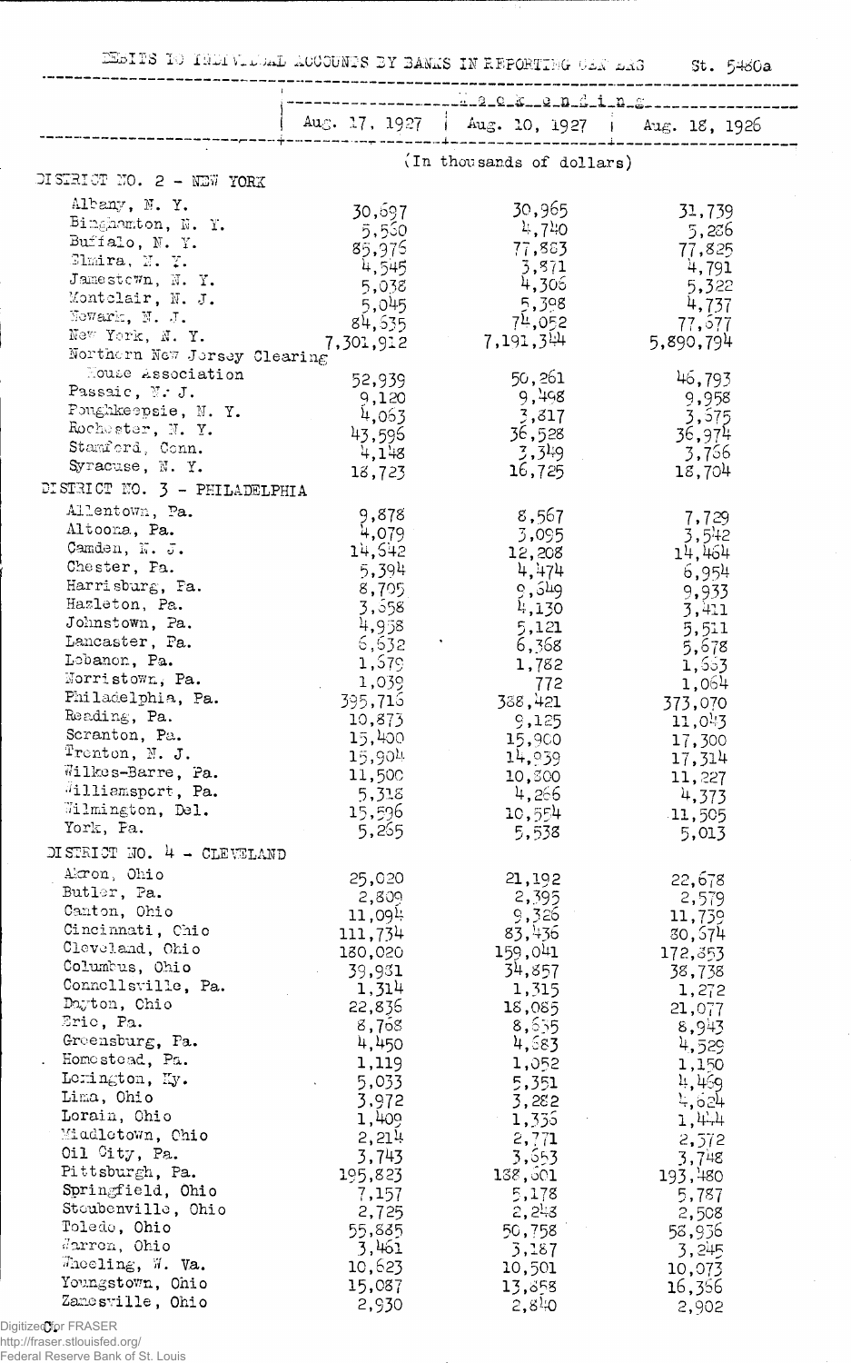DEBITS TO INDIVIDUAL ACCOUNTS BY BANKS IN REPORTING CENTERS St. 5480a

| | Week ending | | |
|---|---|---|---|
| | Aug. 17, 1927 | Aug. 10, 1927 | Aug. 18, 1926 |
| | (In thousands of dollars) | | |
| DISTRICT NO. 2 - NEW YORK | | | |
| Albany, N. Y. | 30,697 | 30,965 | 31,739 |
| Binghamton, N. Y. | 5,560 | 4,740 | 5,286 |
| Buffalo, N. Y. | 85,976 | 77,883 | 77,825 |
| Elmira, N. Y. | 4,545 | 3,871 | 4,791 |
| Jamestown, N. Y. | 5,038 | 4,306 | 5,322 |
| Montclair, N. J. | 5,045 | 5,398 | 4,737 |
| Newark, N. J. | 84,535 | 74,052 | 77,677 |
| New York, N. Y. | 7,301,912 | 7,191,344 | 5,890,794 |
| Northern New Jersey Clearing House Association | 52,939 | 50,261 | 46,793 |
| Passaic, N. J. | 9,120 | 9,498 | 9,958 |
| Poughkeepsie, N. Y. | 4,063 | 3,817 | 3,575 |
| Rochester, N. Y. | 43,596 | 36,528 | 36,974 |
| Stamford, Conn. | 4,148 | 3,349 | 3,766 |
| Syracuse, N. Y. | 18,723 | 16,725 | 18,704 |
| DISTRICT NO. 3 - PHILADELPHIA | | | |
| Allentown, Pa. | 9,878 | 8,567 | 7,729 |
| Altoona, Pa. | 4,079 | 3,095 | 3,542 |
| Camden, N. J. | 14,642 | 12,208 | 14,464 |
| Chester, Pa. | 5,394 | 4,474 | 6,954 |
| Harrisburg, Pa. | 8,705 | 9,649 | 9,933 |
| Hazleton, Pa. | 3,658 | 4,130 | 3,411 |
| Johnstown, Pa. | 4,958 | 5,121 | 5,511 |
| Lancaster, Pa. | 6,632 | 6,368 | 5,678 |
| Lebanon, Pa. | 1,679 | 1,782 | 1,663 |
| Norristown, Pa. | 1,039 | 772 | 1,064 |
| Philadelphia, Pa. | 395,716 | 338,421 | 373,070 |
| Reading, Pa. | 10,873 | 9,125 | 11,043 |
| Scranton, Pa. | 15,400 | 15,900 | 17,300 |
| Trenton, N. J. | 15,904 | 14,939 | 17,314 |
| Wilkes-Barre, Pa. | 11,500 | 10,300 | 11,227 |
| Williamsport, Pa. | 5,318 | 4,266 | 4,373 |
| Wilmington, Del. | 15,596 | 10,554 | 11,505 |
| York, Pa. | 5,265 | 5,538 | 5,013 |
| DISTRICT NO. 4 - CLEVELAND | | | |
| Akron, Ohio | 25,020 | 21,192 | 22,678 |
| Butler, Pa. | 2,809 | 2,395 | 2,579 |
| Canton, Ohio | 11,094 | 9,326 | 11,739 |
| Cincinnati, Ohio | 111,734 | 83,436 | 80,674 |
| Cleveland, Ohio | 180,020 | 159,041 | 172,353 |
| Columbus, Ohio | 39,931 | 34,857 | 38,738 |
| Connellsville, Pa. | 1,314 | 1,315 | 1,272 |
| Dayton, Ohio | 22,836 | 18,085 | 21,077 |
| Erie, Pa. | 8,768 | 8,655 | 8,943 |
| Greensburg, Pa. | 4,450 | 4,683 | 4,529 |
| Homestead, Pa. | 1,119 | 1,052 | 1,150 |
| Lexington, Ky. | 5,033 | 5,351 | 4,469 |
| Lima, Ohio | 3,972 | 3,282 | 4,624 |
| Lorain, Ohio | 1,409 | 1,336 | 1,444 |
| Middletown, Ohio | 2,214 | 2,771 | 2,572 |
| Oil City, Pa. | 3,743 | 3,653 | 3,748 |
| Pittsburgh, Pa. | 195,823 | 188,601 | 193,480 |
| Springfield, Ohio | 7,157 | 5,178 | 5,787 |
| Steubenville, Ohio | 2,725 | 2,243 | 2,508 |
| Toledo, Ohio | 55,885 | 50,758 | 58,936 |
| Warren, Ohio | 3,461 | 3,187 | 3,245 |
| Wheeling, W. Va. | 10,623 | 10,501 | 10,073 |
| Youngstown, Ohio | 15,087 | 13,658 | 16,366 |
| Zanesville, Ohio | 2,930 | 2,840 | 2,902 |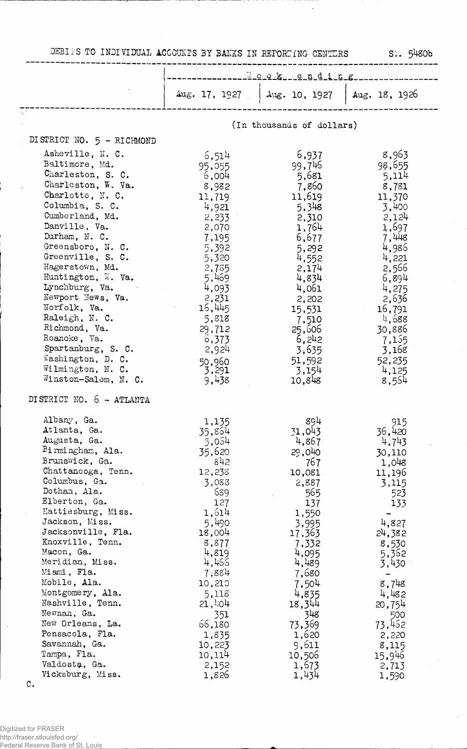DEBITS TO INDIVIDUAL ACCOUNTS BY BANKS IN REPORTING CENTERS St. 5480b

| | Week ending | | |
|---|---|---|---|
| | Aug. 17, 1927 | Aug. 10, 1927 | Aug. 18, 1926 |
| | (In thousands of dollars) | | |
| **DISTRICT NO. 5 - RICHMOND** | | | |
| Asheville, N. C. | 6,514 | 6,937 | 8,963 |
| Baltimore, Md. | 95,055 | 99,746 | 98,655 |
| Charleston, S. C. | 6,004 | 5,681 | 5,114 |
| Charleston, W. Va. | 8,982 | 7,860 | 8,781 |
| Charlotte, N. C. | 11,719 | 11,619 | 11,370 |
| Columbia, S. C. | 4,921 | 5,348 | 3,400 |
| Cumberland, Md. | 2,233 | 2,310 | 2,124 |
| Danville, Va. | 2,070 | 1,764 | 1,697 |
| Durham, N. C. | 7,195 | 6,677 | 7,448 |
| Greensboro, N. C. | 5,392 | 5,292 | 4,986 |
| Greenville, S. C. | 5,320 | 4,552 | 4,221 |
| Hagerstown, Md. | 2,785 | 2,174 | 2,566 |
| Huntington, W. Va. | 5,469 | 4,834 | 6,894 |
| Lynchburg, Va. | 4,093 | 4,061 | 4,275 |
| Newport News, Va. | 2,231 | 2,202 | 2,636 |
| Norfolk, Va. | 16,445 | 15,531 | 16,791 |
| Raleigh, N. C. | 5,818 | 7,510 | 4,688 |
| Richmond, Va. | 29,712 | 25,606 | 30,886 |
| Roanoke, Va. | 6,373 | 6,242 | 7,155 |
| Spartanburg, S. C. | 2,924 | 3,635 | 3,168 |
| Washington, D. C. | 50,960 | 51,592 | 52,235 |
| Wilmington, N. C. | 3,291 | 3,154 | 4,125 |
| Winston-Salem, N. C. | 9,438 | 10,848 | 8,554 |
| **DISTRICT NO. 6 - ATLANTA** | | | |
| Albany, Ga. | 1,135 | 894 | 915 |
| Atlanta, Ga. | 35,864 | 31,043 | 36,420 |
| Augusta, Ga. | 5,064 | 4,867 | 4,743 |
| Birmingham, Ala. | 35,620 | 29,040 | 30,110 |
| Brunswick, Ga. | 842 | 767 | 1,048 |
| Chattanooga, Tenn. | 12,238 | 10,081 | 11,196 |
| Columbus, Ga. | 3,088 | 2,887 | 3,115 |
| Dothan, Ala. | 689 | 565 | 523 |
| Elberton, Ga. | 127 | 137 | 133 |
| Hattiesburg, Miss. | 1,614 | 1,550 | - |
| Jackson, Miss. | 5,490 | 3,995 | 4,827 |
| Jacksonville, Fla. | 18,004 | 17,363 | 24,382 |
| Knoxville, Tenn. | 8,877 | 7,332 | 8,530 |
| Macon, Ga. | 4,819 | 4,095 | 5,362 |
| Meridian, Miss. | 4,466 | 4,489 | 3,430 |
| Miami, Fla. | 7,884 | 7,680 | - |
| Mobile, Ala. | 10,210 | 7,504 | 8,748 |
| Montgomery, Ala. | 5,118 | 4,835 | 4,482 |
| Nashville, Tenn. | 21,404 | 18,344 | 20,754 |
| Newnan, Ga. | 351 | 348 | 500 |
| New Orleans, La. | 66,180 | 73,369 | 73,462 |
| Pensacola, Fla. | 1,835 | 1,620 | 2,220 |
| Savannah, Ga. | 10,223 | 9,611 | 8,115 |
| Tampa, Fla. | 10,114 | 10,506 | 15,946 |
| Valdosta, Ga. | 2,152 | 1,673 | 2,713 |
| Vicksburg, Miss. | 1,826 | 1,434 | 1,590 |

C.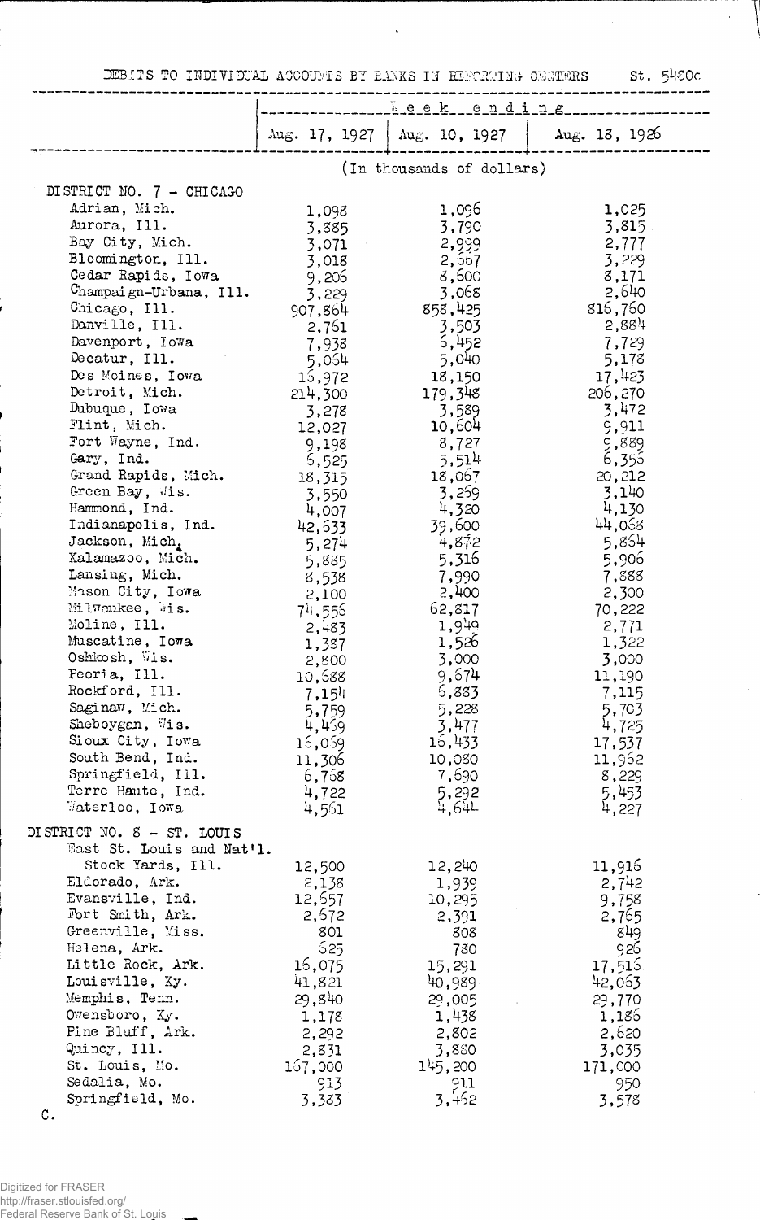DEBITS TO INDIVIDUAL ACCOUNTS BY BANKS IN REPORTING CENTERS St. 5480c

| | Week ending | | |
|---|---|---|---|
| | Aug. 17, 1927 | Aug. 10, 1927 | Aug. 18, 1926 |
| | (In thousands of dollars) | | |
| DISTRICT NO. 7 - CHICAGO | | | |
| Adrian, Mich. | 1,098 | 1,096 | 1,025 |
| Aurora, Ill. | 3,885 | 3,790 | 3,815 |
| Bay City, Mich. | 3,071 | 2,999 | 2,777 |
| Bloomington, Ill. | 3,018 | 2,667 | 3,229 |
| Cedar Rapids, Iowa | 9,206 | 8,600 | 8,171 |
| Champaign-Urbana, Ill. | 3,229 | 3,068 | 2,640 |
| Chicago, Ill. | 907,864 | 858,425 | 816,760 |
| Danville, Ill. | 2,761 | 3,503 | 2,884 |
| Davenport, Iowa | 7,938 | 6,452 | 7,729 |
| Decatur, Ill. | 5,064 | 5,040 | 5,178 |
| Des Moines, Iowa | 16,972 | 18,150 | 17,423 |
| Detroit, Mich. | 214,300 | 179,348 | 206,270 |
| Dubuque, Iowa | 3,278 | 3,589 | 3,472 |
| Flint, Mich. | 12,027 | 10,604 | 9,911 |
| Fort Wayne, Ind. | 9,198 | 8,727 | 9,889 |
| Gary, Ind. | 6,525 | 5,514 | 6,356 |
| Grand Rapids, Mich. | 18,315 | 18,067 | 20,212 |
| Green Bay, Wis. | 3,550 | 3,259 | 3,140 |
| Hammond, Ind. | 4,007 | 4,320 | 4,130 |
| Indianapolis, Ind. | 42,633 | 39,600 | 44,068 |
| Jackson, Mich. | 5,274 | 4,872 | 5,854 |
| Kalamazoo, Mich. | 5,885 | 5,316 | 5,906 |
| Lansing, Mich. | 8,538 | 7,990 | 7,888 |
| Mason City, Iowa | 2,100 | 2,400 | 2,300 |
| Milwaukee, Wis. | 74,556 | 62,817 | 70,222 |
| Moline, Ill. | 2,483 | 1,949 | 2,771 |
| Muscatine, Iowa | 1,387 | 1,526 | 1,322 |
| Oshkosh, Wis. | 2,800 | 3,000 | 3,000 |
| Peoria, Ill. | 10,688 | 9,674 | 11,190 |
| Rockford, Ill. | 7,154 | 6,883 | 7,115 |
| Saginaw, Mich. | 5,759 | 5,228 | 5,703 |
| Sheboygan, Wis. | 4,469 | 3,477 | 4,725 |
| Sioux City, Iowa | 16,059 | 16,433 | 17,537 |
| South Bend, Ind. | 11,306 | 10,080 | 11,962 |
| Springfield, Ill. | 6,768 | 7,690 | 8,229 |
| Terre Haute, Ind. | 4,722 | 5,292 | 5,453 |
| Waterloo, Iowa | 4,561 | 4,644 | 4,227 |
| DISTRICT NO. 8 - ST. LOUIS | | | |
| East St. Louis and Nat'l. Stock Yards, Ill. | 12,500 | 12,240 | 11,916 |
| Eldorado, Ark. | 2,138 | 1,939 | 2,742 |
| Evansville, Ind. | 12,657 | 10,295 | 9,758 |
| Fort Smith, Ark. | 2,672 | 2,391 | 2,765 |
| Greenville, Miss. | 801 | 808 | 849 |
| Helena, Ark. | 625 | 780 | 926 |
| Little Rock, Ark. | 16,075 | 15,291 | 17,516 |
| Louisville, Ky. | 41,821 | 40,989 | 42,063 |
| Memphis, Tenn. | 29,840 | 29,005 | 29,770 |
| Owensboro, Ky. | 1,178 | 1,438 | 1,186 |
| Pine Bluff, Ark. | 2,292 | 2,802 | 2,620 |
| Quincy, Ill. | 2,831 | 3,880 | 3,035 |
| St. Louis, Mo. | 167,000 | 145,200 | 171,000 |
| Sedalia, Mo. | 913 | 911 | 950 |
| Springfield, Mo. | 3,383 | 3,462 | 3,578 |

C.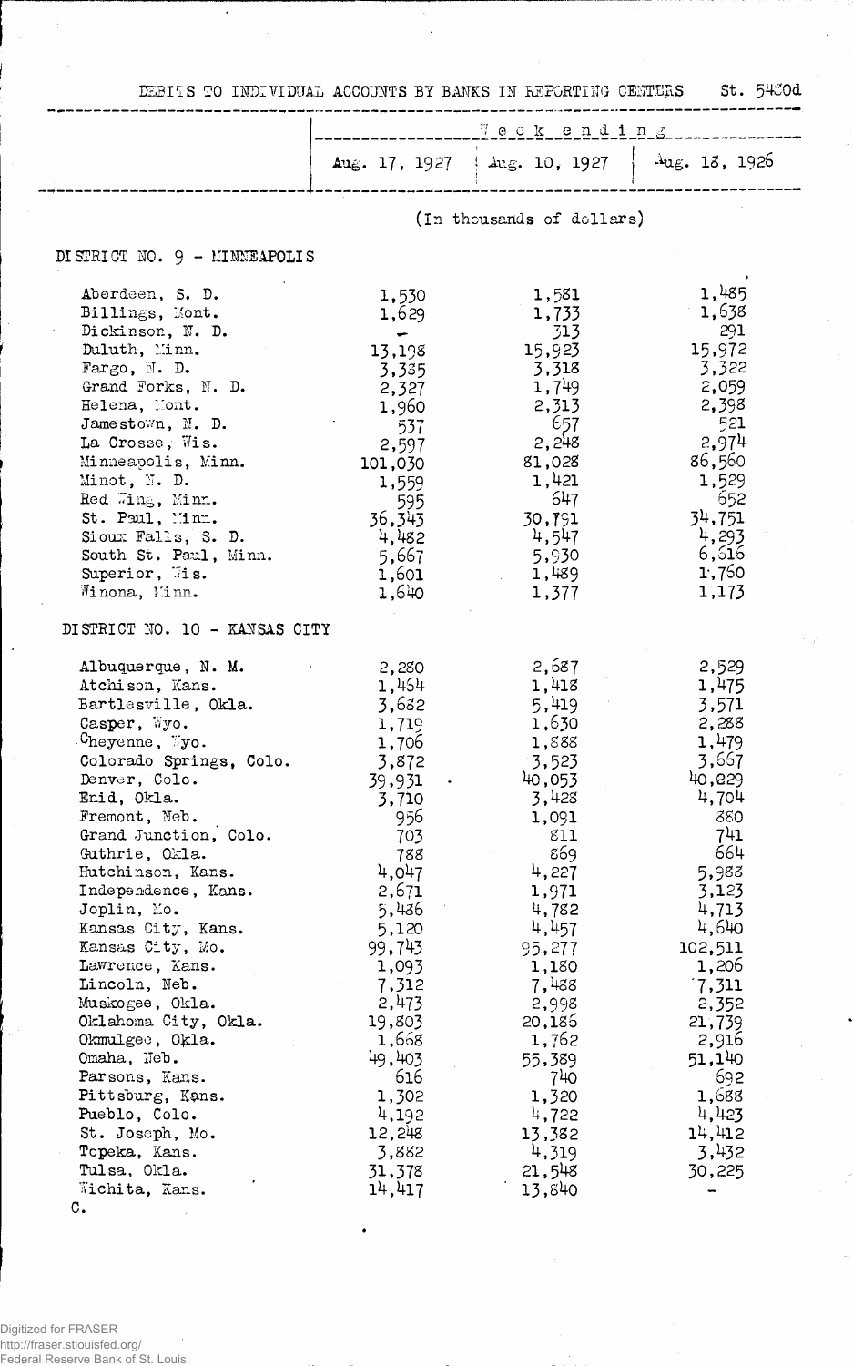DEBITS TO INDIVIDUAL ACCOUNTS BY BANKS IN REPORTING CENTERS St. 5430d

| | Week ending | | |
|---|---|---|---|
| | Aug. 17, 1927 | Aug. 10, 1927 | Aug. 18, 1926 |
| | (In thousands of dollars) | | |
| **DISTRICT NO. 9 - MINNEAPOLIS** | | | |
| Aberdeen, S. D. | 1,530 | 1,581 | 1,485 |
| Billings, Mont. | 1,629 | 1,733 | 1,638 |
| Dickinson, N. D. | - | 313 | 291 |
| Duluth, Minn. | 13,198 | 15,923 | 15,972 |
| Fargo, N. D. | 3,335 | 3,318 | 3,322 |
| Grand Forks, N. D. | 2,327 | 1,749 | 2,059 |
| Helena, Mont. | 1,960 | 2,313 | 2,398 |
| Jamestown, N. D. | 537 | 657 | 521 |
| La Crosse, Wis. | 2,597 | 2,248 | 2,974 |
| Minneapolis, Minn. | 101,030 | 81,028 | 86,560 |
| Minot, N. D. | 1,559 | 1,421 | 1,529 |
| Red Wing, Minn. | 595 | 647 | 652 |
| St. Paul, Minn. | 36,343 | 30,791 | 34,751 |
| Sioux Falls, S. D. | 4,482 | 4,547 | 4,293 |
| South St. Paul, Minn. | 5,667 | 5,930 | 6,616 |
| Superior, Wis. | 1,601 | 1,489 | 1,760 |
| Winona, Minn. | 1,640 | 1,377 | 1,173 |
| **DISTRICT NO. 10 - KANSAS CITY** | | | |
| Albuquerque, N. M. | 2,280 | 2,687 | 2,529 |
| Atchison, Kans. | 1,454 | 1,418 | 1,475 |
| Bartlesville, Okla. | 3,682 | 5,419 | 3,571 |
| Casper, Wyo. | 1,719 | 1,630 | 2,288 |
| Cheyenne, Wyo. | 1,706 | 1,888 | 1,479 |
| Colorado Springs, Colo. | 3,872 | 3,523 | 3,667 |
| Denver, Colo. | 39,931 | 40,053 | 40,229 |
| Enid, Okla. | 3,710 | 3,428 | 4,704 |
| Fremont, Neb. | 956 | 1,091 | 880 |
| Grand Junction, Colo. | 703 | 811 | 741 |
| Guthrie, Okla. | 788 | 869 | 664 |
| Hutchinson, Kans. | 4,047 | 4,227 | 5,988 |
| Independence, Kans. | 2,671 | 1,971 | 3,123 |
| Joplin, Mo. | 5,486 | 4,782 | 4,713 |
| Kansas City, Kans. | 5,120 | 4,457 | 4,640 |
| Kansas City, Mo. | 99,743 | 95,277 | 102,511 |
| Lawrence, Kans. | 1,093 | 1,180 | 1,206 |
| Lincoln, Neb. | 7,312 | 7,488 | 7,311 |
| Muskogee, Okla. | 2,473 | 2,998 | 2,352 |
| Oklahoma City, Okla. | 19,803 | 20,186 | 21,739 |
| Okmulgee, Okla. | 1,668 | 1,762 | 2,916 |
| Omaha, Neb. | 49,403 | 55,389 | 51,140 |
| Parsons, Kans. | 616 | 740 | 692 |
| Pittsburg, Kans. | 1,302 | 1,320 | 1,688 |
| Pueblo, Colo. | 4,192 | 4,722 | 4,423 |
| St. Joseph, Mo. | 12,248 | 13,382 | 14,412 |
| Topeka, Kans. | 3,882 | 4,319 | 3,432 |
| Tulsa, Okla. | 31,378 | 21,548 | 30,225 |
| Wichita, Kans. | 14,417 | 13,840 | - |

C.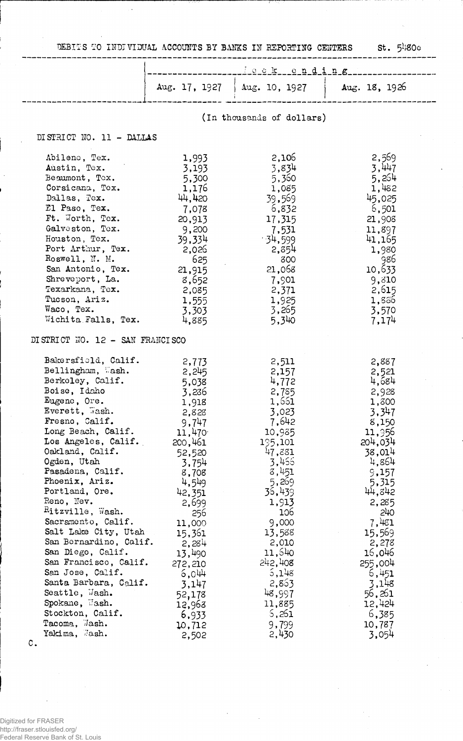DEBITS TO INDIVIDUAL ACCOUNTS BY BANKS IN REPORTING CENTERS St. 5480c

| | Week ending | | |
|---|---|---|---|
| | Aug. 17, 1927 | Aug. 10, 1927 | Aug. 18, 1926 |
| | (In thousands of dollars) | | |
| **DISTRICT NO. 11 - DALLAS** | | | |
| Abilene, Tex. | 1,993 | 2,106 | 2,569 |
| Austin, Tex. | 3,193 | 3,834 | 3,447 |
| Beaumont, Tex. | 5,300 | 5,360 | 5,264 |
| Corsicana, Tex. | 1,176 | 1,085 | 1,482 |
| Dallas, Tex. | 44,420 | 39,569 | 45,025 |
| El Paso, Tex. | 7,078 | 6,832 | 6,501 |
| Ft. Worth, Tex. | 20,913 | 17,315 | 21,908 |
| Galveston, Tex. | 9,200 | 7,531 | 11,897 |
| Houston, Tex. | 39,334 | 34,599 | 41,165 |
| Port Arthur, Tex. | 2,026 | 2,854 | 1,980 |
| Roswell, N. M. | 625 | 800 | 986 |
| San Antonio, Tex. | 21,915 | 21,068 | 10,633 |
| Shreveport, La. | 8,652 | 7,901 | 9,810 |
| Texarkana, Tex. | 2,085 | 2,371 | 2,615 |
| Tucson, Ariz. | 1,555 | 1,925 | 1,886 |
| Waco, Tex. | 3,303 | 3,265 | 3,570 |
| Wichita Falls, Tex. | 4,885 | 5,340 | 7,174 |
| **DISTRICT NO. 12 - SAN FRANCISCO** | | | |
| Bakersfield, Calif. | 2,773 | 2,511 | 2,887 |
| Bellingham, Wash. | 2,245 | 2,157 | 2,521 |
| Berkeley, Calif. | 5,038 | 4,772 | 4,684 |
| Boise, Idaho | 3,236 | 2,785 | 2,928 |
| Eugene, Ore. | 1,918 | 1,661 | 1,800 |
| Everett, Wash. | 2,828 | 3,023 | 3,347 |
| Fresno, Calif. | 9,747 | 7,642 | 8,150 |
| Long Beach, Calif. | 11,470 | 10,985 | 11,956 |
| Los Angeles, Calif. | 200,461 | 195,101 | 204,034 |
| Oakland, Calif. | 52,520 | 47,881 | 38,014 |
| Ogden, Utah | 3,754 | 3,456 | 4,864 |
| Pasadena, Calif. | 8,708 | 8,451 | 9,157 |
| Phoenix, Ariz. | 4,549 | 5,269 | 5,315 |
| Portland, Ore. | 42,351 | 36,439 | 44,842 |
| Reno, Nev. | 2,699 | 1,913 | 2,285 |
| Ritzville, Wash. | 256 | 106 | 240 |
| Sacramento, Calif. | 11,000 | 9,000 | 7,481 |
| Salt Lake City, Utah | 15,361 | 13,588 | 15,569 |
| San Bernardino, Calif. | 2,284 | 2,010 | 2,278 |
| San Diego, Calif. | 13,490 | 11,640 | 16,046 |
| San Francisco, Calif. | 272,210 | 242,408 | 255,004 |
| San Jose, Calif. | 6,044 | 5,148 | 6,451 |
| Santa Barbara, Calif. | 3,147 | 2,863 | 3,148 |
| Seattle, Wash. | 52,178 | 48,997 | 56,261 |
| Spokane, Wash. | 12,968 | 11,885 | 12,424 |
| Stockton, Calif. | 6,933 | 5,261 | 6,385 |
| Tacoma, Wash. | 10,712 | 9,799 | 10,787 |
| Yakima, Wash. | 2,502 | 2,430 | 3,054 |

C.